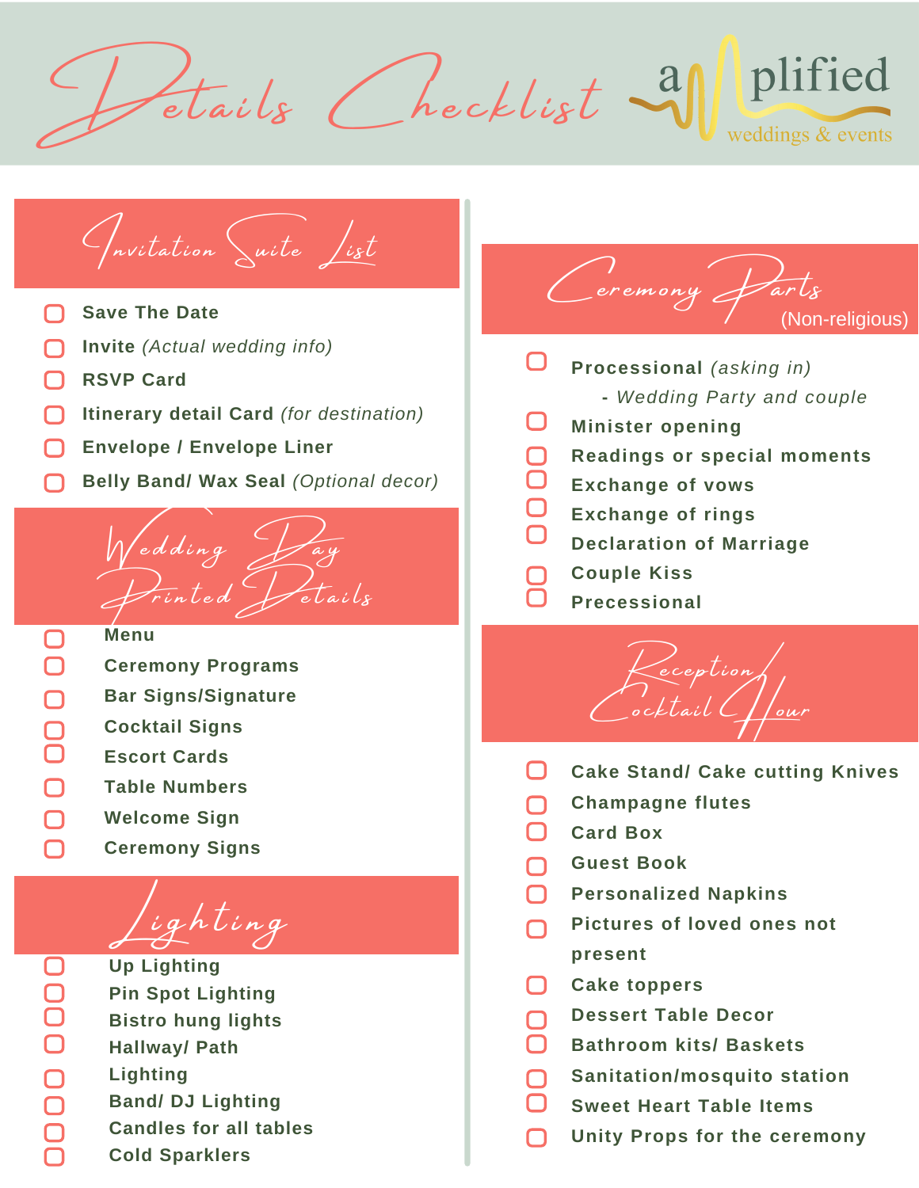# Details Checklist

amplified weddings & events

## Invitation Suite List

- [ ] **Save The Date**
- [ ] **Invite** *(Actual wedding info)*
- [ ] **RSVP Card**
- [ ] **Itinerary detail Card** *(for destination)*
- [ ] **Envelope / Envelope Liner**
- [ ] **Belly Band/ Wax Seal** *(Optional decor)*

## Wedding Day Printed Details

- [ ] **Menu**
- [ ] **Ceremony Programs**
- [ ] **Bar Signs/Signature**
- [ ] **Cocktail Signs**
- [ ] **Escort Cards**
- [ ] **Table Numbers**
- [ ] **Welcome Sign**
- [ ] **Ceremony Signs**

## Lighting

- [ ] **Up Lighting**
- [ ] **Pin Spot Lighting**
- [ ] **Bistro hung lights**
- [ ] **Hallway/ Path**
- [ ] **Lighting**
- [ ] **Band/ DJ Lighting**
- [ ] **Candles for all tables**
- [ ] **Cold Sparklers**

## Ceremony Parts (Non-religious)

- [ ] **Processional** *(asking in)*
  - *Wedding Party and couple*
- [ ] **Minister opening**
- [ ] **Readings or special moments**
- [ ] **Exchange of vows**
- [ ] **Exchange of rings**
- [ ] **Declaration of Marriage**
- [ ] **Couple Kiss**
- [ ] **Precessional**

## Reception Cocktail Hour

- [ ] **Cake Stand/ Cake cutting Knives**
- [ ] **Champagne flutes**
- [ ] **Card Box**
- [ ] **Guest Book**
- [ ] **Personalized Napkins**
- [ ] **Pictures of loved ones not present**
- [ ] **Cake toppers**
- [ ] **Dessert Table Decor**
- [ ] **Bathroom kits/ Baskets**
- [ ] **Sanitation/mosquito station**
- [ ] **Sweet Heart Table Items**
- [ ] **Unity Props for the ceremony**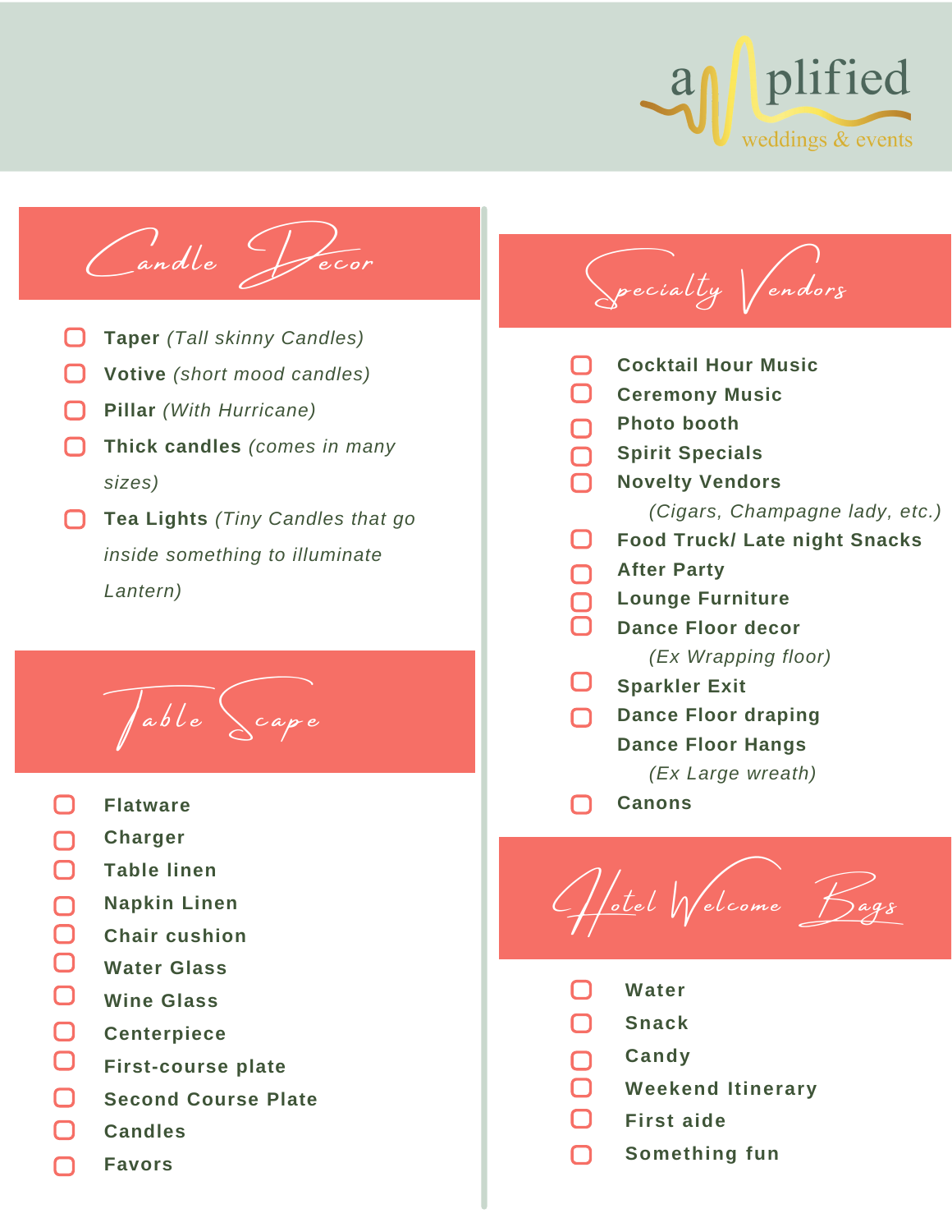amplified weddings & events

## Candle Decor

- [ ] **Taper** *(Tall skinny Candles)*
- [ ] **Votive** *(short mood candles)*
- [ ] **Pillar** *(With Hurricane)*
- [ ] **Thick candles** *(comes in many sizes)*
- [ ] **Tea Lights** *(Tiny Candles that go inside something to illuminate Lantern)*

## Table Scape

- [ ] **Flatware**
- [ ] **Charger**
- [ ] **Table linen**
- [ ] **Napkin Linen**
- [ ] **Chair cushion**
- [ ] **Water Glass**
- [ ] **Wine Glass**
- [ ] **Centerpiece**
- [ ] **First-course plate**
- [ ] **Second Course Plate**
- [ ] **Candles**
- [ ] **Favors**

## Specialty Vendors

- [ ] **Cocktail Hour Music**
- [ ] **Ceremony Music**
- [ ] **Photo booth**
- [ ] **Spirit Specials**
- [ ] **Novelty Vendors** *(Cigars, Champagne lady, etc.)*
- [ ] **Food Truck/ Late night Snacks**
- [ ] **After Party**
- [ ] **Lounge Furniture**
- [ ] **Dance Floor decor** *(Ex Wrapping floor)*
- [ ] **Sparkler Exit**
- [ ] **Dance Floor draping**
  **Dance Floor Hangs** *(Ex Large wreath)*
- [ ] **Canons**

## Hotel Welcome Bags

- [ ] **Water**
- [ ] **Snack**
- [ ] **Candy**
- [ ] **Weekend Itinerary**
- [ ] **First aide**
- [ ] **Something fun**